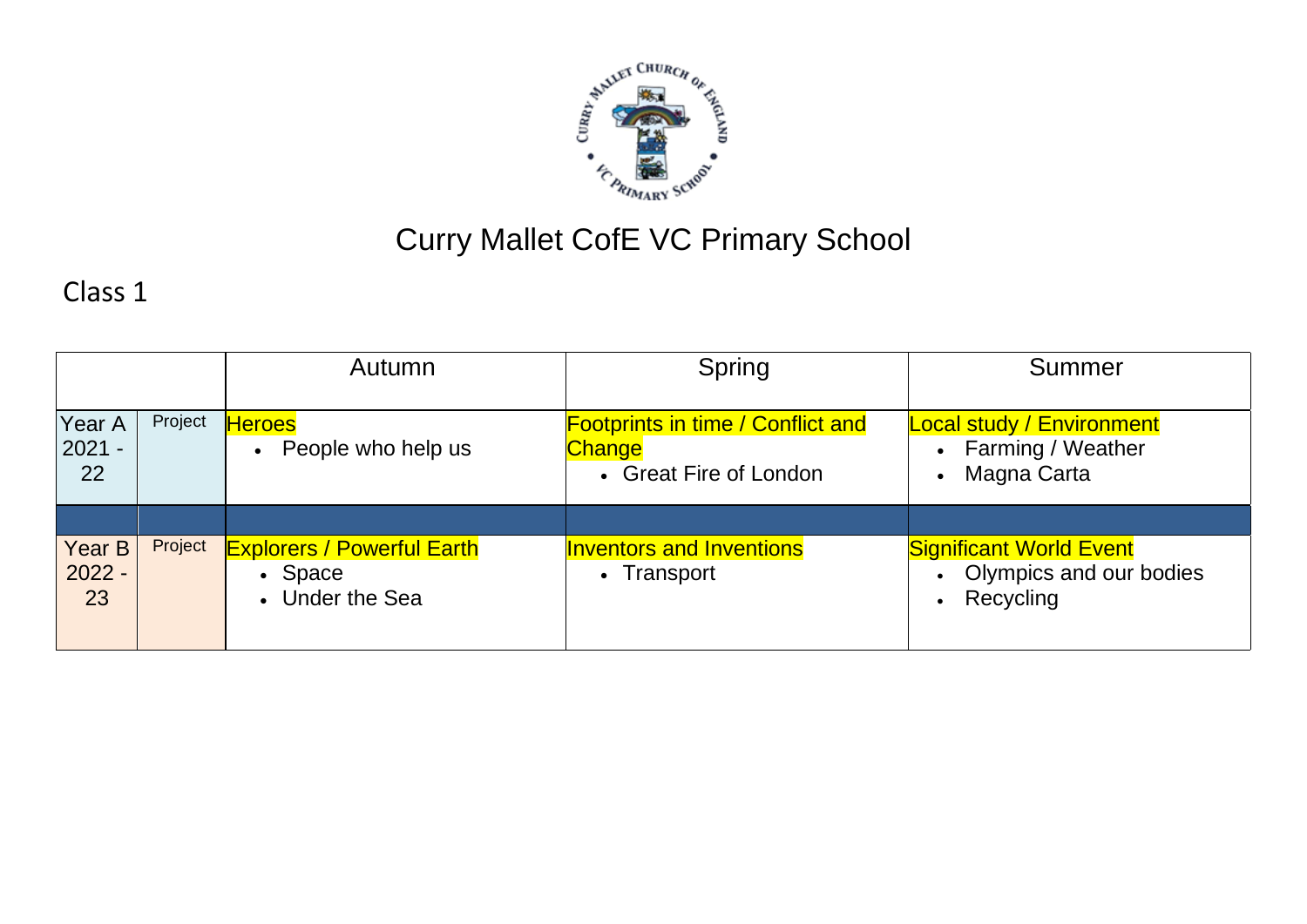# Curry Mallet CofE VC Primary School

## Class 1

| | | Autumn | Spring | Summer |
|---|---|---|---|---|
| Year A 2021 - 22 | Project | Heroes<br>• People who help us | Footprints in time / Conflict and Change<br>• Great Fire of London | Local study / Environment<br>• Farming / Weather<br>• Magna Carta |
| | | | | |
| Year B 2022 - 23 | Project | Explorers / Powerful Earth<br>• Space<br>• Under the Sea | Inventors and Inventions<br>• Transport | Significant World Event<br>• Olympics and our bodies<br>• Recycling |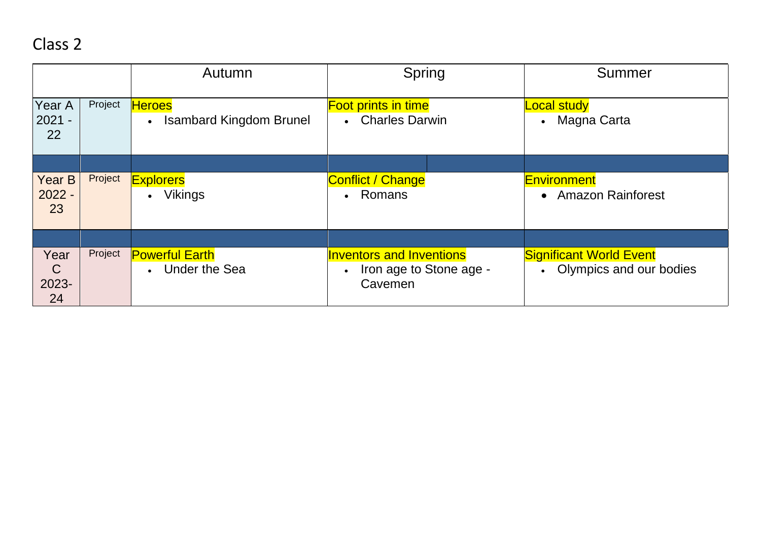# Class 2

| | | Autumn | Spring | Summer |
|---|---|---|---|---|
| Year A 2021 - 22 | Project | Heroes<br>• Isambard Kingdom Brunel | Foot prints in time<br>• Charles Darwin | Local study<br>• Magna Carta |
| | | | | |
| Year B 2022 - 23 | Project | Explorers<br>• Vikings | Conflict / Change<br>• Romans | Environment<br>• Amazon Rainforest |
| | | | | |
| Year C 2023-24 | Project | Powerful Earth<br>• Under the Sea | Inventors and Inventions<br>• Iron age to Stone age - Cavemen | Significant World Event<br>• Olympics and our bodies |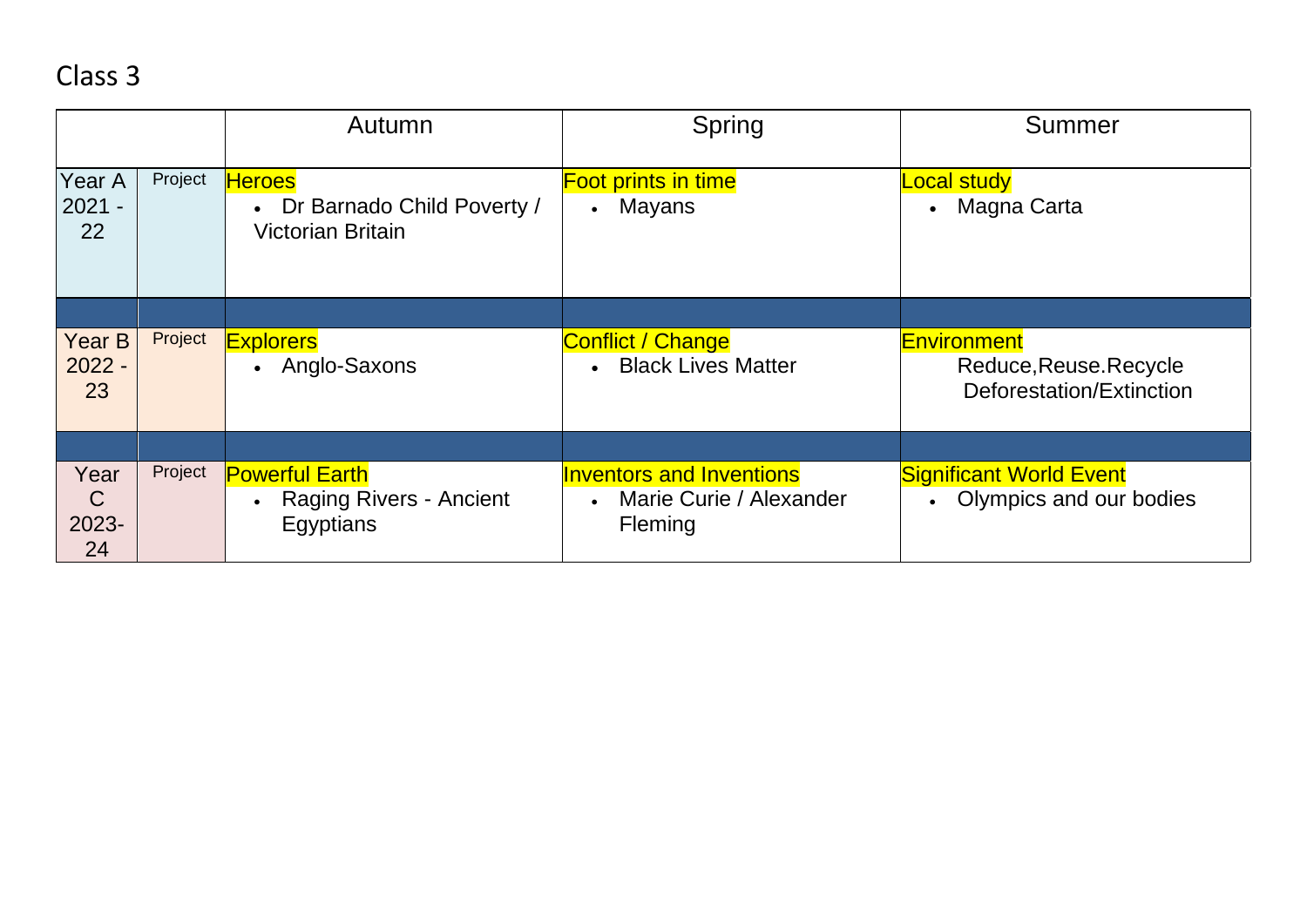# Class 3

| | | Autumn | Spring | Summer |
|---|---|---|---|---|
| Year A 2021 - 22 | Project | Heroes<br>• Dr Barnado Child Poverty / Victorian Britain | Foot prints in time<br>• Mayans | Local study<br>• Magna Carta |
| | | | | |
| Year B 2022 - 23 | Project | Explorers<br>• Anglo-Saxons | Conflict / Change<br>• Black Lives Matter | Environment<br>Reduce,Reuse.Recycle<br>Deforestation/Extinction |
| | | | | |
| Year C 2023-24 | Project | Powerful Earth<br>• Raging Rivers - Ancient Egyptians | Inventors and Inventions<br>• Marie Curie / Alexander Fleming | Significant World Event<br>• Olympics and our bodies |